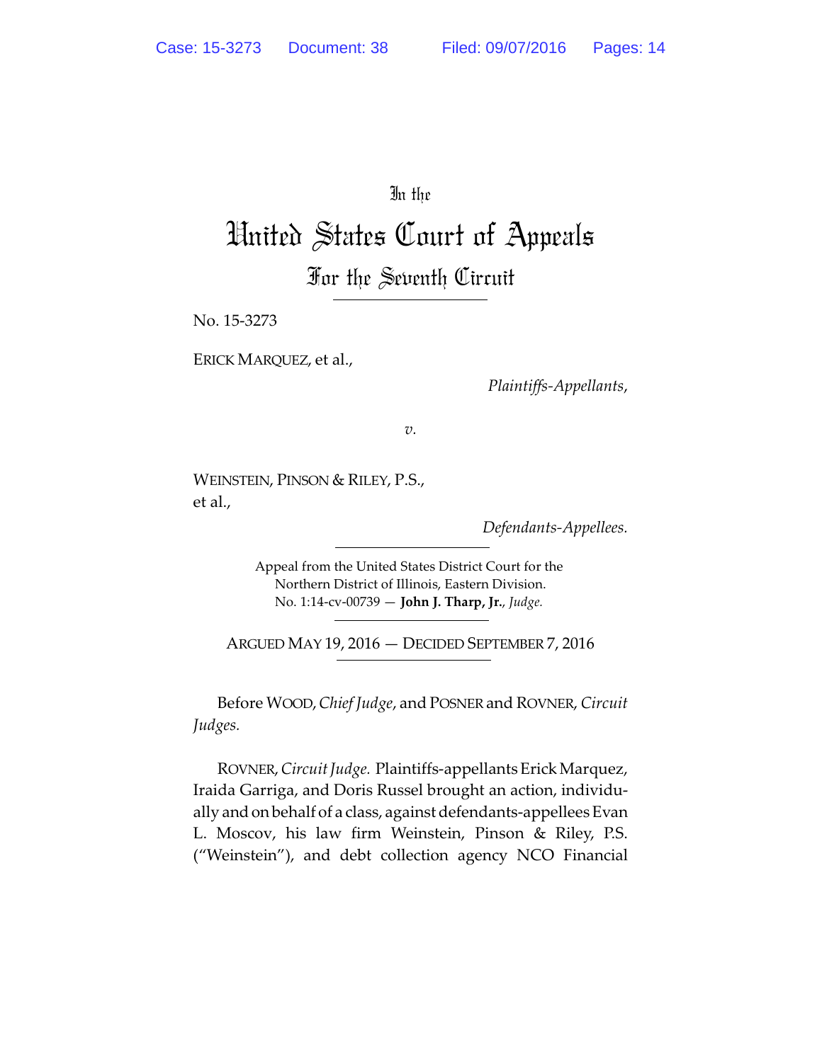In the

# United States Court of Appeals

## For the Seventh Circuit

No. 15-3273

ERICK MARQUEZ, et al.,

*Plaintiffs-Appellants*,

*v.*

WEINSTEIN, PINSON & RILEY, P.S., et al.,

*Defendants-Appellees.*

Appeal from the United States District Court for the Northern District of Illinois, Eastern Division.
No. 1:14-cv-00739 — **John J. Tharp, Jr.**, *Judge.*

ARGUED MAY 19, 2016 — DECIDED SEPTEMBER 7, 2016

Before WOOD, *Chief Judge*, and POSNER and ROVNER, *Circuit Judges.*

ROVNER, *Circuit Judge.* Plaintiffs-appellants Erick Marquez, Iraida Garriga, and Doris Russel brought an action, individually and on behalf of a class, against defendants-appellees Evan L. Moscov, his law firm Weinstein, Pinson & Riley, P.S. ("Weinstein"), and debt collection agency NCO Financial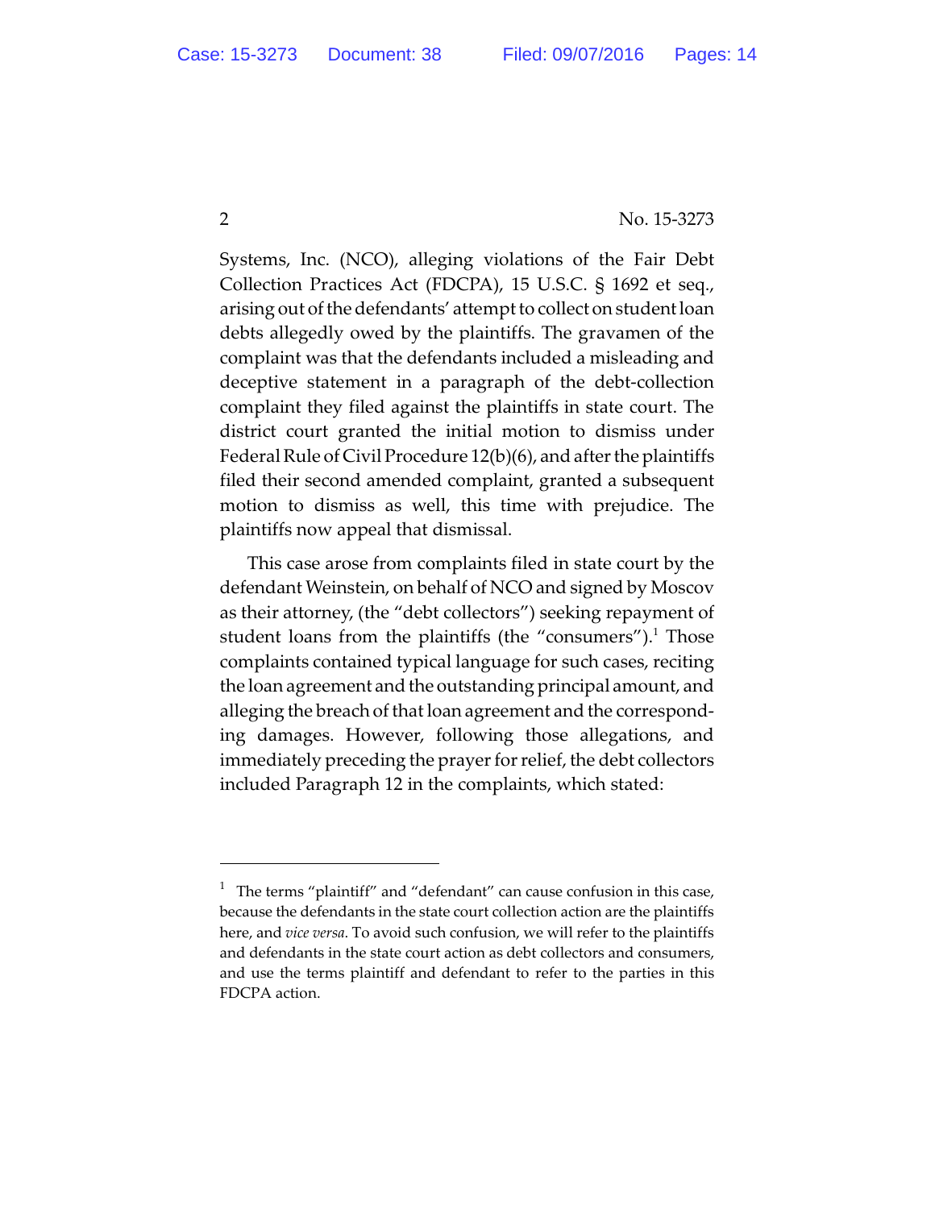Systems, Inc. (NCO), alleging violations of the Fair Debt Collection Practices Act (FDCPA), 15 U.S.C. § 1692 et seq., arising out of the defendants' attempt to collect on student loan debts allegedly owed by the plaintiffs. The gravamen of the complaint was that the defendants included a misleading and deceptive statement in a paragraph of the debt-collection complaint they filed against the plaintiffs in state court. The district court granted the initial motion to dismiss under Federal Rule of Civil Procedure 12(b)(6), and after the plaintiffs filed their second amended complaint, granted a subsequent motion to dismiss as well, this time with prejudice. The plaintiffs now appeal that dismissal.

This case arose from complaints filed in state court by the defendant Weinstein, on behalf of NCO and signed by Moscov as their attorney, (the "debt collectors") seeking repayment of student loans from the plaintiffs (the "consumers").[1] Those complaints contained typical language for such cases, reciting the loan agreement and the outstanding principal amount, and alleging the breach of that loan agreement and the corresponding damages. However, following those allegations, and immediately preceding the prayer for relief, the debt collectors included Paragraph 12 in the complaints, which stated:

---

[1] The terms "plaintiff" and "defendant" can cause confusion in this case, because the defendants in the state court collection action are the plaintiffs here, and *vice versa*. To avoid such confusion, we will refer to the plaintiffs and defendants in the state court action as debt collectors and consumers, and use the terms plaintiff and defendant to refer to the parties in this FDCPA action.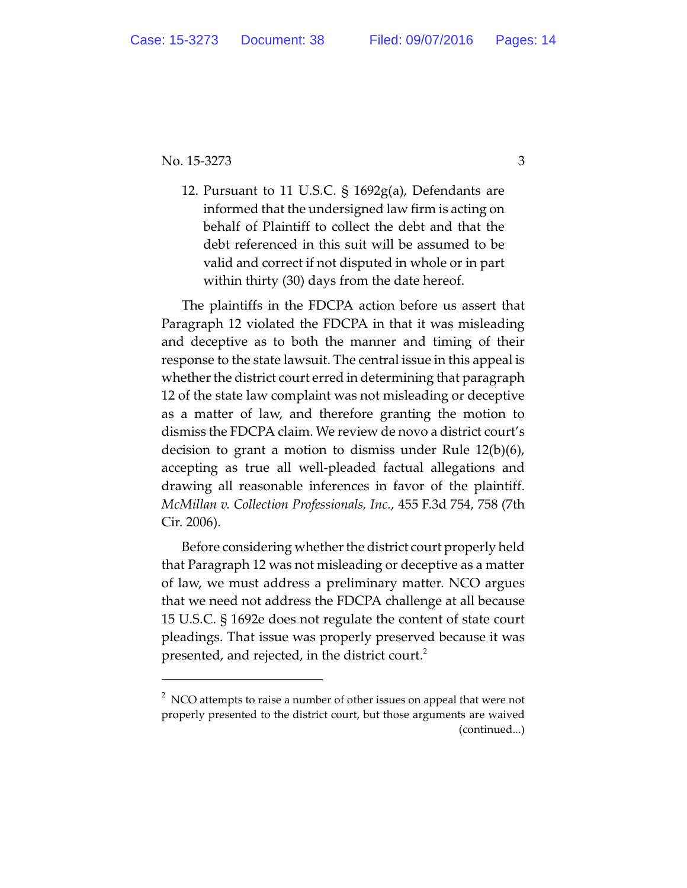12. Pursuant to 11 U.S.C. § 1692g(a), Defendants are informed that the undersigned law firm is acting on behalf of Plaintiff to collect the debt and that the debt referenced in this suit will be assumed to be valid and correct if not disputed in whole or in part within thirty (30) days from the date hereof.

The plaintiffs in the FDCPA action before us assert that Paragraph 12 violated the FDCPA in that it was misleading and deceptive as to both the manner and timing of their response to the state lawsuit. The central issue in this appeal is whether the district court erred in determining that paragraph 12 of the state law complaint was not misleading or deceptive as a matter of law, and therefore granting the motion to dismiss the FDCPA claim. We review de novo a district court's decision to grant a motion to dismiss under Rule 12(b)(6), accepting as true all well-pleaded factual allegations and drawing all reasonable inferences in favor of the plaintiff. *McMillan v. Collection Professionals, Inc.*, 455 F.3d 754, 758 (7th Cir. 2006).

Before considering whether the district court properly held that Paragraph 12 was not misleading or deceptive as a matter of law, we must address a preliminary matter. NCO argues that we need not address the FDCPA challenge at all because 15 U.S.C. § 1692e does not regulate the content of state court pleadings. That issue was properly preserved because it was presented, and rejected, in the district court.[2]

---

[2] NCO attempts to raise a number of other issues on appeal that were not properly presented to the district court, but those arguments are waived (continued...)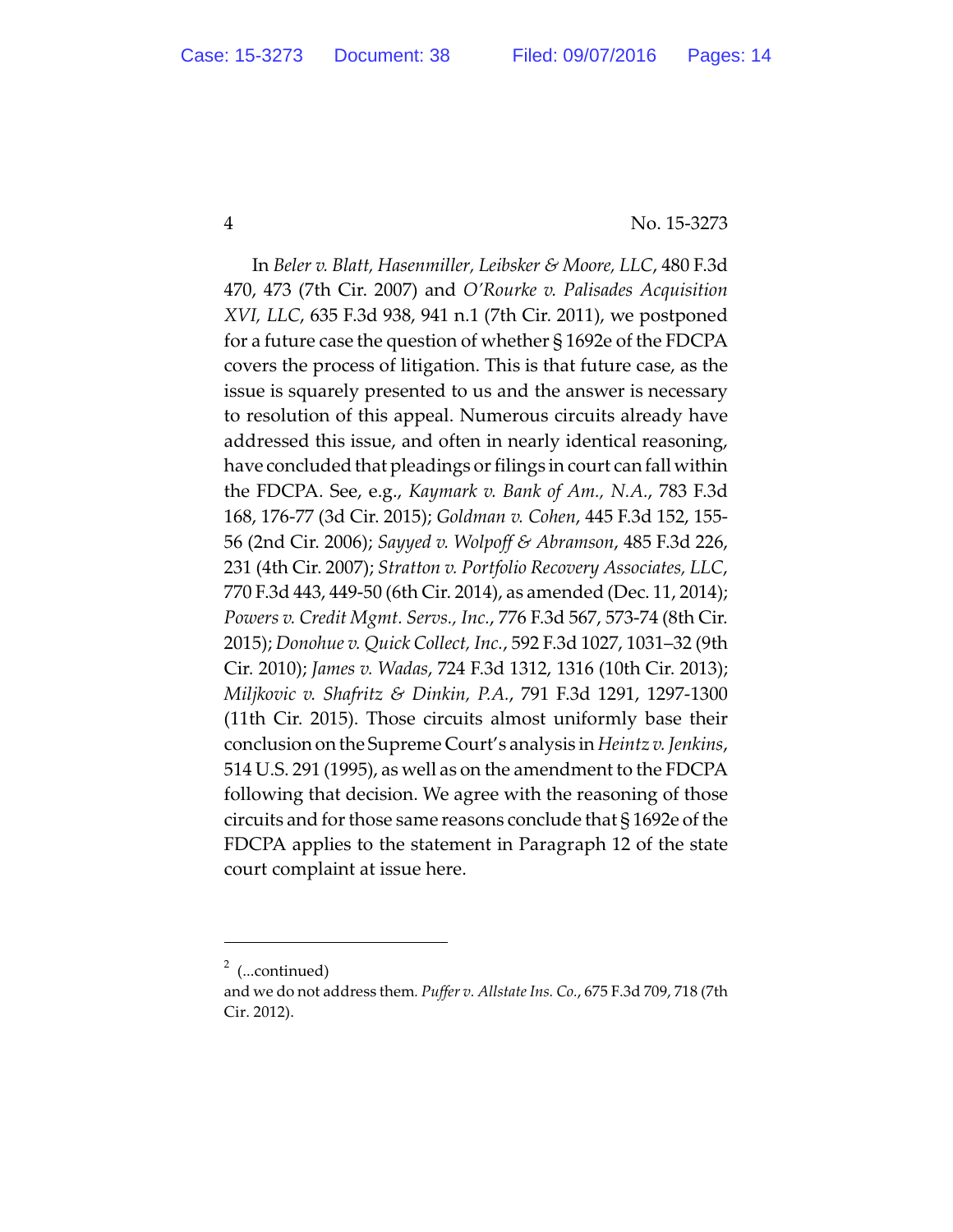In *Beler v. Blatt, Hasenmiller, Leibsker & Moore, LLC*, 480 F.3d 470, 473 (7th Cir. 2007) and *O'Rourke v. Palisades Acquisition XVI, LLC*, 635 F.3d 938, 941 n.1 (7th Cir. 2011), we postponed for a future case the question of whether § 1692e of the FDCPA covers the process of litigation. This is that future case, as the issue is squarely presented to us and the answer is necessary to resolution of this appeal. Numerous circuits already have addressed this issue, and often in nearly identical reasoning, have concluded that pleadings or filings in court can fall within the FDCPA. See, e.g., *Kaymark v. Bank of Am., N.A.*, 783 F.3d 168, 176-77 (3d Cir. 2015); *Goldman v. Cohen*, 445 F.3d 152, 155-56 (2nd Cir. 2006); *Sayyed v. Wolpoff & Abramson*, 485 F.3d 226, 231 (4th Cir. 2007); *Stratton v. Portfolio Recovery Associates, LLC*, 770 F.3d 443, 449-50 (6th Cir. 2014), as amended (Dec. 11, 2014); *Powers v. Credit Mgmt. Servs., Inc.*, 776 F.3d 567, 573-74 (8th Cir. 2015); *Donohue v. Quick Collect, Inc.*, 592 F.3d 1027, 1031–32 (9th Cir. 2010); *James v. Wadas*, 724 F.3d 1312, 1316 (10th Cir. 2013); *Miljkovic v. Shafritz & Dinkin, P.A.*, 791 F.3d 1291, 1297-1300 (11th Cir. 2015). Those circuits almost uniformly base their conclusion on the Supreme Court's analysis in *Heintz v. Jenkins*, 514 U.S. 291 (1995), as well as on the amendment to the FDCPA following that decision. We agree with the reasoning of those circuits and for those same reasons conclude that § 1692e of the FDCPA applies to the statement in Paragraph 12 of the state court complaint at issue here.

---

[2] (...continued)
and we do not address them. *Puffer v. Allstate Ins. Co.*, 675 F.3d 709, 718 (7th Cir. 2012).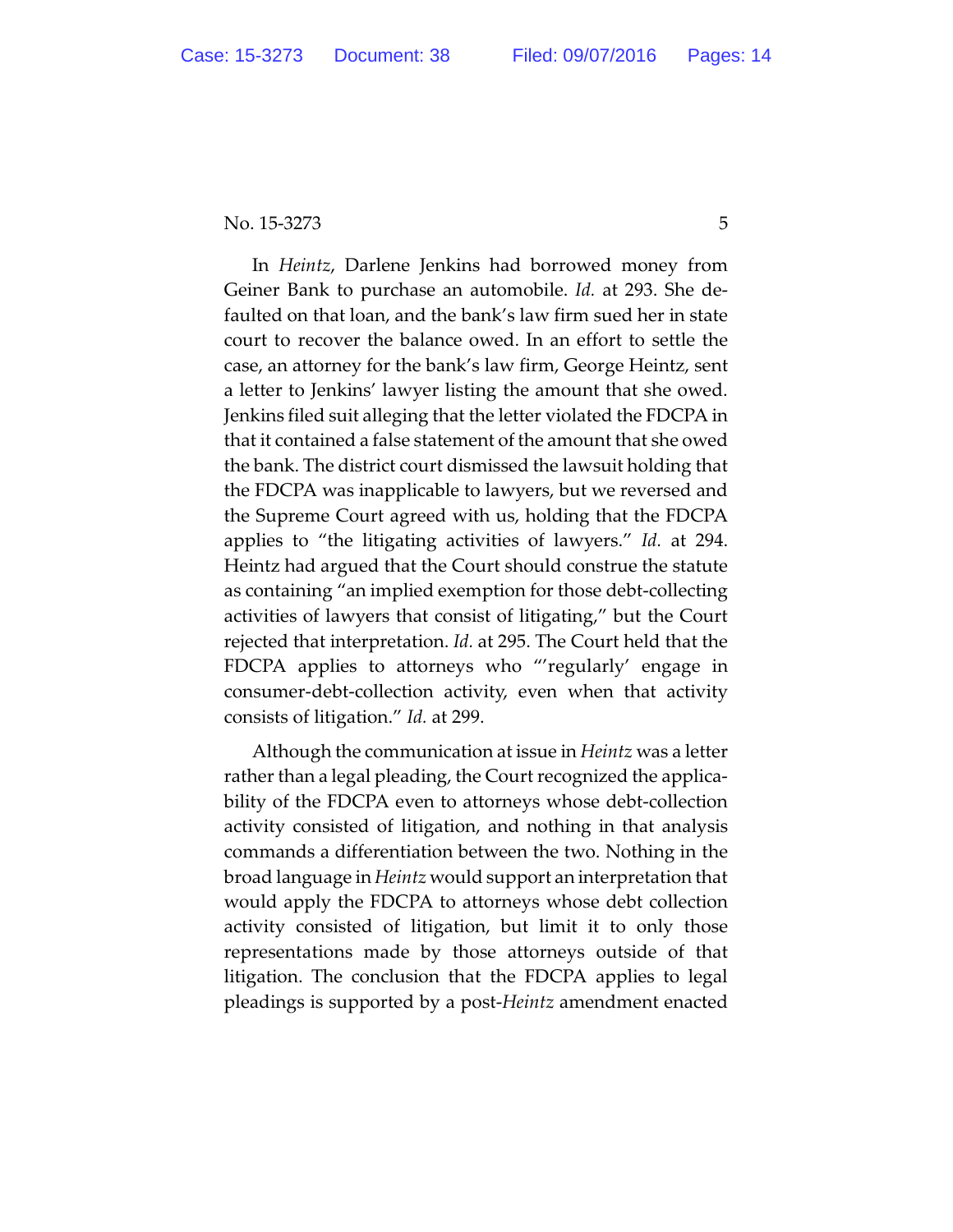In *Heintz*, Darlene Jenkins had borrowed money from Geiner Bank to purchase an automobile. *Id.* at 293. She defaulted on that loan, and the bank's law firm sued her in state court to recover the balance owed. In an effort to settle the case, an attorney for the bank's law firm, George Heintz, sent a letter to Jenkins' lawyer listing the amount that she owed. Jenkins filed suit alleging that the letter violated the FDCPA in that it contained a false statement of the amount that she owed the bank. The district court dismissed the lawsuit holding that the FDCPA was inapplicable to lawyers, but we reversed and the Supreme Court agreed with us, holding that the FDCPA applies to "the litigating activities of lawyers." *Id.* at 294. Heintz had argued that the Court should construe the statute as containing "an implied exemption for those debt-collecting activities of lawyers that consist of litigating," but the Court rejected that interpretation. *Id.* at 295. The Court held that the FDCPA applies to attorneys who "'regularly' engage in consumer-debt-collection activity, even when that activity consists of litigation." *Id.* at 299.

Although the communication at issue in *Heintz* was a letter rather than a legal pleading, the Court recognized the applicability of the FDCPA even to attorneys whose debt-collection activity consisted of litigation, and nothing in that analysis commands a differentiation between the two. Nothing in the broad language in *Heintz* would support an interpretation that would apply the FDCPA to attorneys whose debt collection activity consisted of litigation, but limit it to only those representations made by those attorneys outside of that litigation. The conclusion that the FDCPA applies to legal pleadings is supported by a post-*Heintz* amendment enacted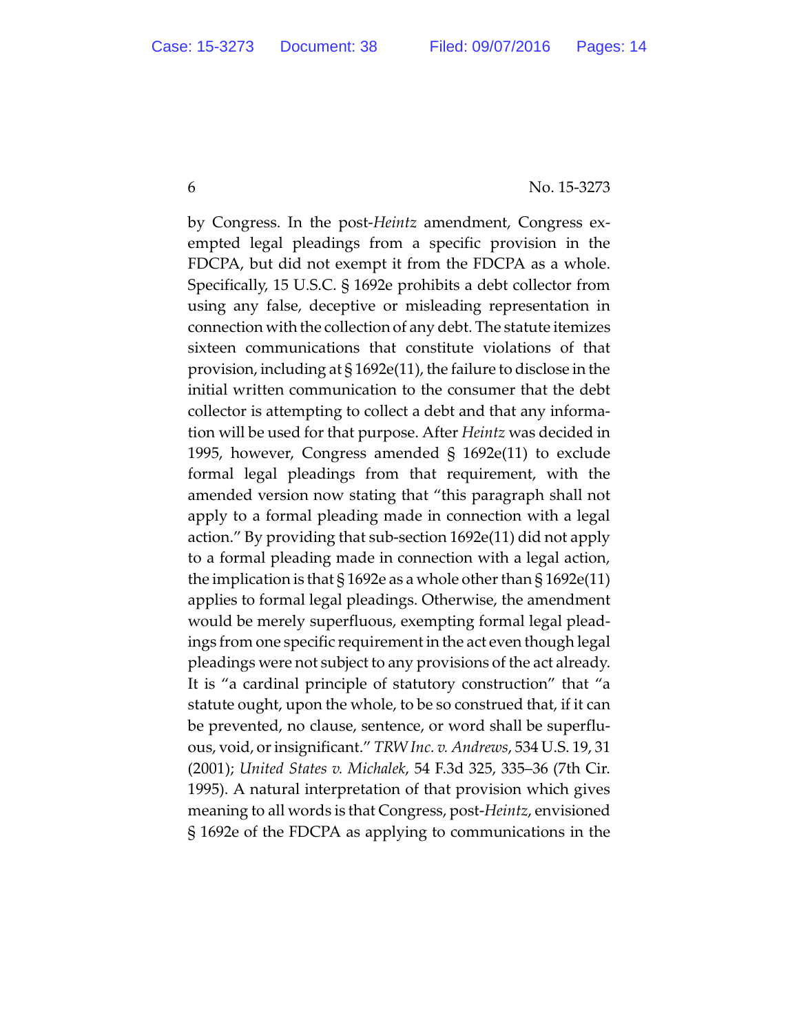by Congress. In the post-*Heintz* amendment, Congress exempted legal pleadings from a specific provision in the FDCPA, but did not exempt it from the FDCPA as a whole. Specifically, 15 U.S.C. § 1692e prohibits a debt collector from using any false, deceptive or misleading representation in connection with the collection of any debt. The statute itemizes sixteen communications that constitute violations of that provision, including at § 1692e(11), the failure to disclose in the initial written communication to the consumer that the debt collector is attempting to collect a debt and that any information will be used for that purpose. After *Heintz* was decided in 1995, however, Congress amended § 1692e(11) to exclude formal legal pleadings from that requirement, with the amended version now stating that "this paragraph shall not apply to a formal pleading made in connection with a legal action." By providing that sub-section 1692e(11) did not apply to a formal pleading made in connection with a legal action, the implication is that § 1692e as a whole other than § 1692e(11) applies to formal legal pleadings. Otherwise, the amendment would be merely superfluous, exempting formal legal pleadings from one specific requirement in the act even though legal pleadings were not subject to any provisions of the act already. It is "a cardinal principle of statutory construction" that "a statute ought, upon the whole, to be so construed that, if it can be prevented, no clause, sentence, or word shall be superfluous, void, or insignificant." *TRW Inc. v. Andrews*, 534 U.S. 19, 31 (2001); *United States v. Michalek*, 54 F.3d 325, 335–36 (7th Cir. 1995). A natural interpretation of that provision which gives meaning to all words is that Congress, post-*Heintz*, envisioned § 1692e of the FDCPA as applying to communications in the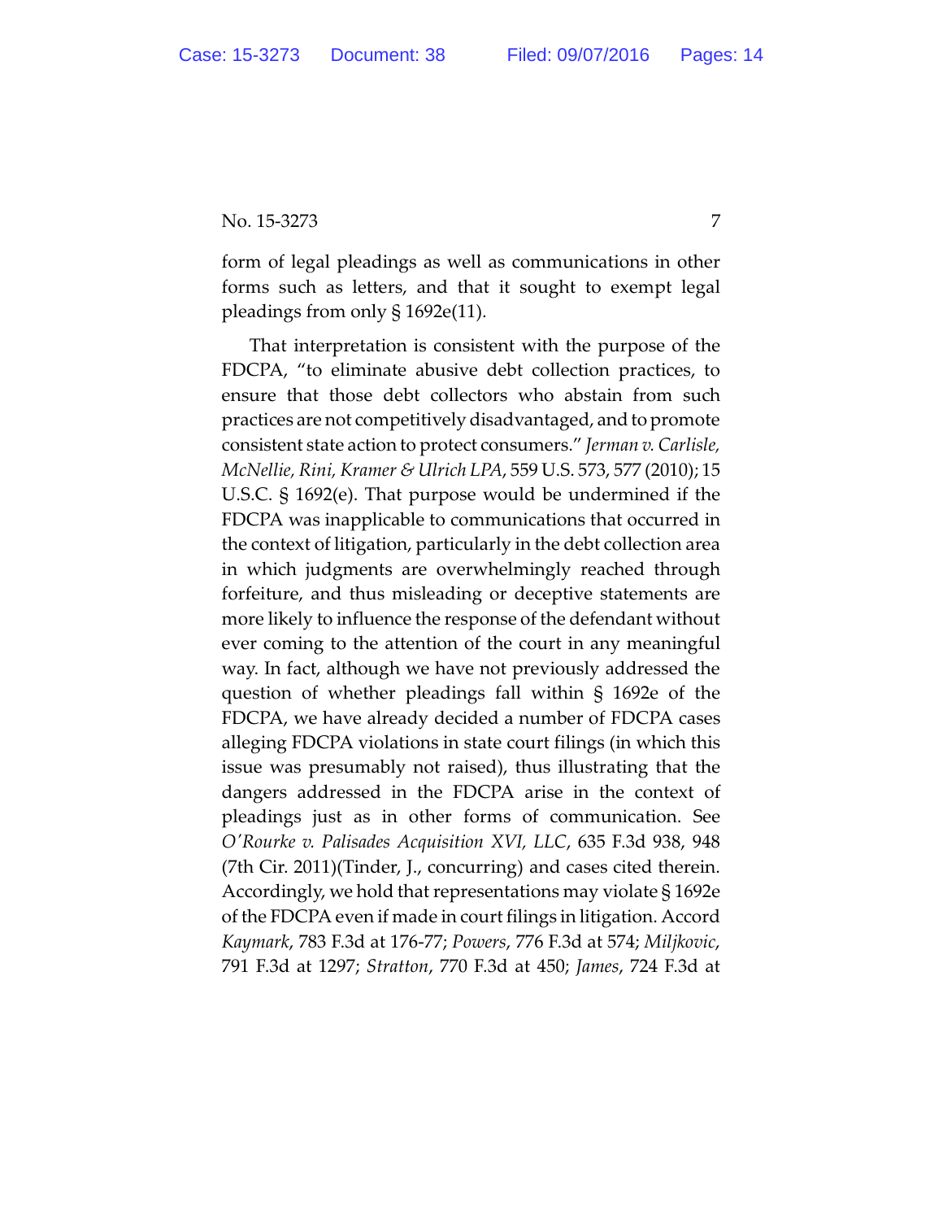form of legal pleadings as well as communications in other forms such as letters, and that it sought to exempt legal pleadings from only § 1692e(11).

That interpretation is consistent with the purpose of the FDCPA, "to eliminate abusive debt collection practices, to ensure that those debt collectors who abstain from such practices are not competitively disadvantaged, and to promote consistent state action to protect consumers." *Jerman v. Carlisle, McNellie, Rini, Kramer & Ulrich LPA*, 559 U.S. 573, 577 (2010); 15 U.S.C. § 1692(e). That purpose would be undermined if the FDCPA was inapplicable to communications that occurred in the context of litigation, particularly in the debt collection area in which judgments are overwhelmingly reached through forfeiture, and thus misleading or deceptive statements are more likely to influence the response of the defendant without ever coming to the attention of the court in any meaningful way. In fact, although we have not previously addressed the question of whether pleadings fall within § 1692e of the FDCPA, we have already decided a number of FDCPA cases alleging FDCPA violations in state court filings (in which this issue was presumably not raised), thus illustrating that the dangers addressed in the FDCPA arise in the context of pleadings just as in other forms of communication. See *O'Rourke v. Palisades Acquisition XVI, LLC*, 635 F.3d 938, 948 (7th Cir. 2011)(Tinder, J., concurring) and cases cited therein. Accordingly, we hold that representations may violate § 1692e of the FDCPA even if made in court filings in litigation. Accord *Kaymark*, 783 F.3d at 176-77; *Powers*, 776 F.3d at 574; *Miljkovic*, 791 F.3d at 1297; *Stratton*, 770 F.3d at 450; *James*, 724 F.3d at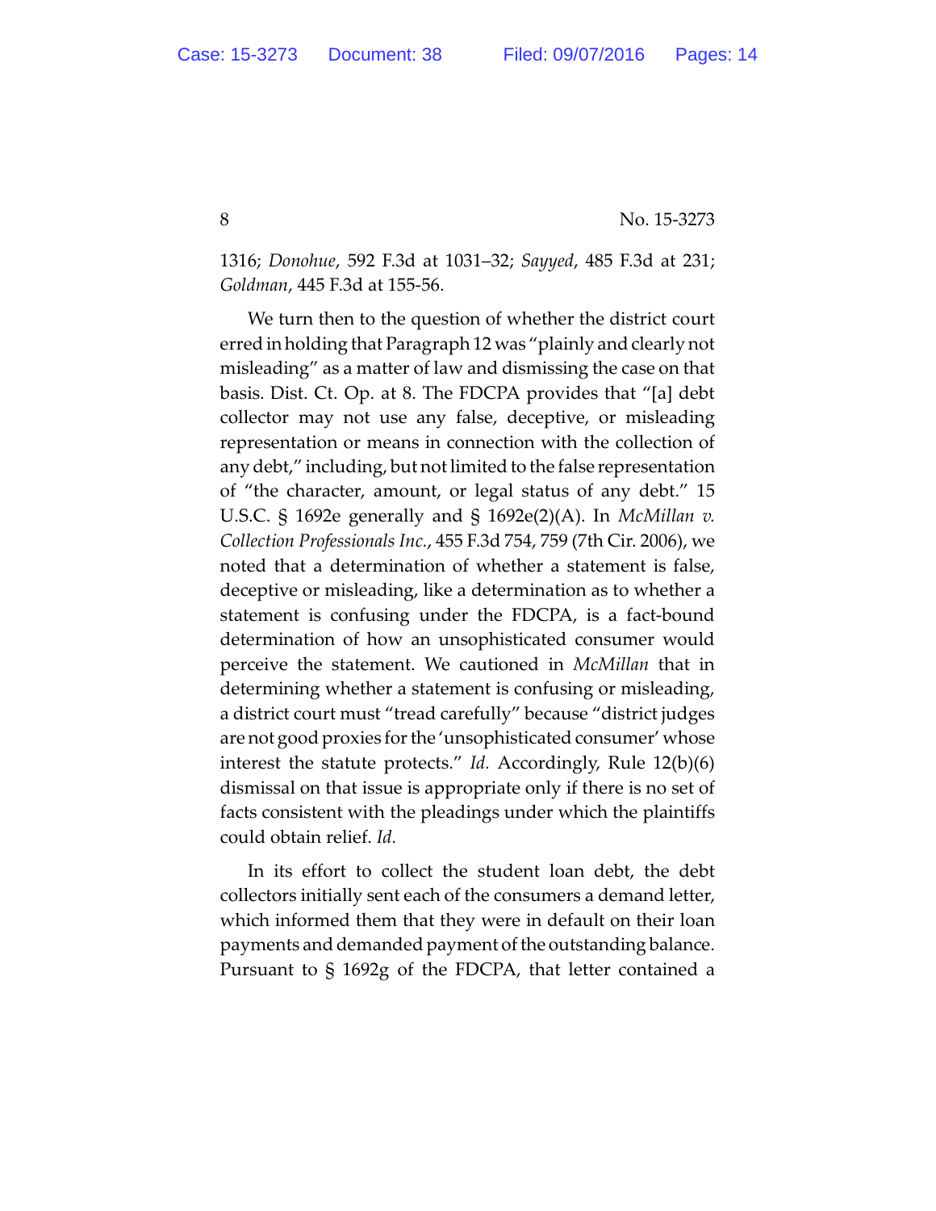1316; *Donohue*, 592 F.3d at 1031–32; *Sayyed*, 485 F.3d at 231; *Goldman*, 445 F.3d at 155-56.

We turn then to the question of whether the district court erred in holding that Paragraph 12 was "plainly and clearly not misleading" as a matter of law and dismissing the case on that basis. Dist. Ct. Op. at 8. The FDCPA provides that "[a] debt collector may not use any false, deceptive, or misleading representation or means in connection with the collection of any debt," including, but not limited to the false representation of "the character, amount, or legal status of any debt." 15 U.S.C. § 1692e generally and § 1692e(2)(A). In *McMillan v. Collection Professionals Inc.*, 455 F.3d 754, 759 (7th Cir. 2006), we noted that a determination of whether a statement is false, deceptive or misleading, like a determination as to whether a statement is confusing under the FDCPA, is a fact-bound determination of how an unsophisticated consumer would perceive the statement. We cautioned in *McMillan* that in determining whether a statement is confusing or misleading, a district court must "tread carefully" because "district judges are not good proxies for the 'unsophisticated consumer' whose interest the statute protects." *Id.* Accordingly, Rule 12(b)(6) dismissal on that issue is appropriate only if there is no set of facts consistent with the pleadings under which the plaintiffs could obtain relief. *Id.*

In its effort to collect the student loan debt, the debt collectors initially sent each of the consumers a demand letter, which informed them that they were in default on their loan payments and demanded payment of the outstanding balance. Pursuant to § 1692g of the FDCPA, that letter contained a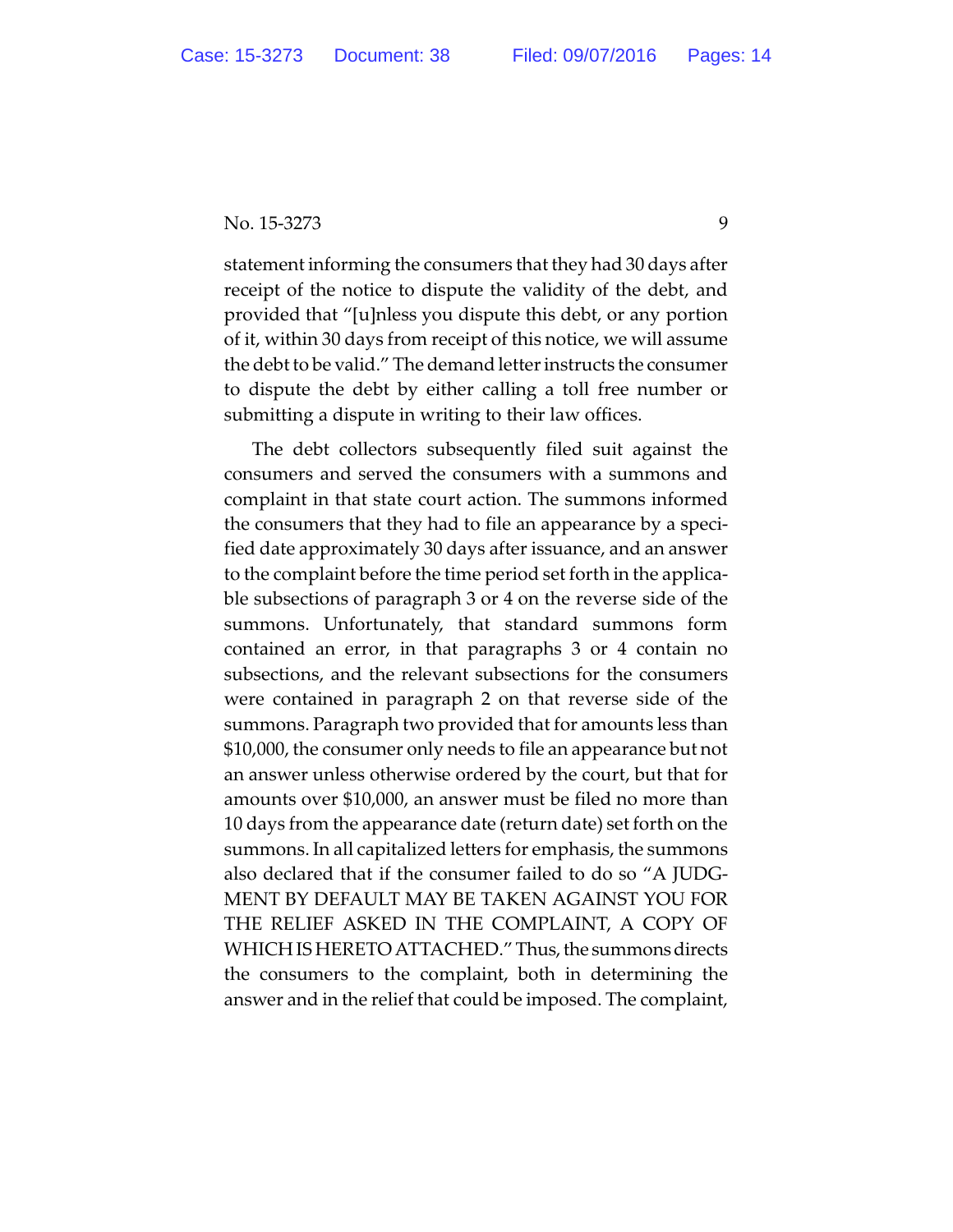statement informing the consumers that they had 30 days after receipt of the notice to dispute the validity of the debt, and provided that "[u]nless you dispute this debt, or any portion of it, within 30 days from receipt of this notice, we will assume the debt to be valid." The demand letter instructs the consumer to dispute the debt by either calling a toll free number or submitting a dispute in writing to their law offices.

The debt collectors subsequently filed suit against the consumers and served the consumers with a summons and complaint in that state court action. The summons informed the consumers that they had to file an appearance by a specified date approximately 30 days after issuance, and an answer to the complaint before the time period set forth in the applicable subsections of paragraph 3 or 4 on the reverse side of the summons. Unfortunately, that standard summons form contained an error, in that paragraphs 3 or 4 contain no subsections, and the relevant subsections for the consumers were contained in paragraph 2 on that reverse side of the summons. Paragraph two provided that for amounts less than $10,000, the consumer only needs to file an appearance but not an answer unless otherwise ordered by the court, but that for amounts over $10,000, an answer must be filed no more than 10 days from the appearance date (return date) set forth on the summons. In all capitalized letters for emphasis, the summons also declared that if the consumer failed to do so "A JUDGMENT BY DEFAULT MAY BE TAKEN AGAINST YOU FOR THE RELIEF ASKED IN THE COMPLAINT, A COPY OF WHICH IS HERETO ATTACHED." Thus, the summons directs the consumers to the complaint, both in determining the answer and in the relief that could be imposed. The complaint,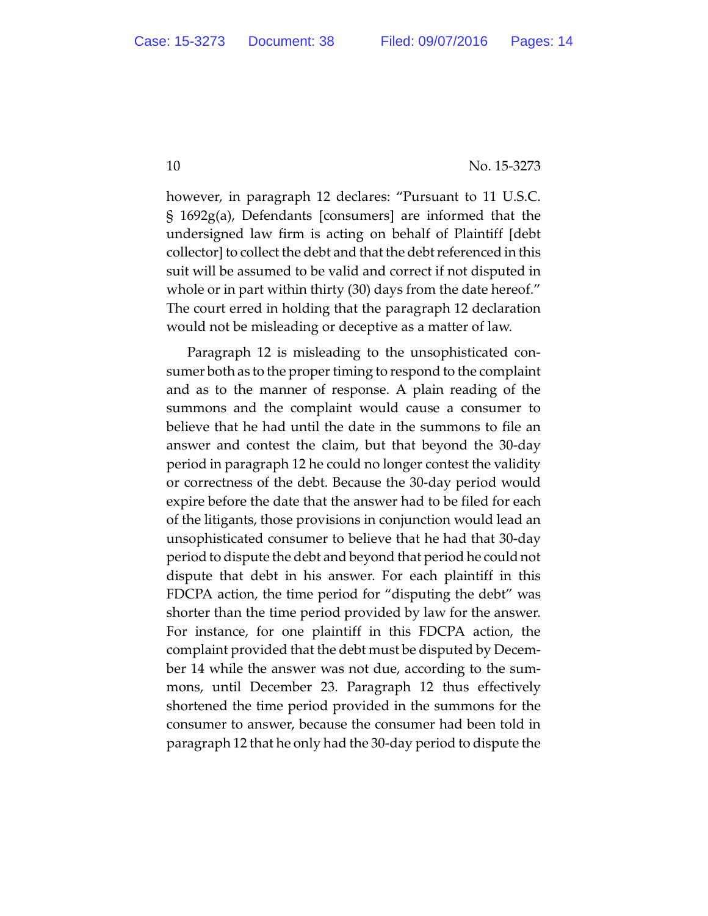however, in paragraph 12 declares: "Pursuant to 11 U.S.C. § 1692g(a), Defendants [consumers] are informed that the undersigned law firm is acting on behalf of Plaintiff [debt collector] to collect the debt and that the debt referenced in this suit will be assumed to be valid and correct if not disputed in whole or in part within thirty (30) days from the date hereof." The court erred in holding that the paragraph 12 declaration would not be misleading or deceptive as a matter of law.

Paragraph 12 is misleading to the unsophisticated consumer both as to the proper timing to respond to the complaint and as to the manner of response. A plain reading of the summons and the complaint would cause a consumer to believe that he had until the date in the summons to file an answer and contest the claim, but that beyond the 30-day period in paragraph 12 he could no longer contest the validity or correctness of the debt. Because the 30-day period would expire before the date that the answer had to be filed for each of the litigants, those provisions in conjunction would lead an unsophisticated consumer to believe that he had that 30-day period to dispute the debt and beyond that period he could not dispute that debt in his answer. For each plaintiff in this FDCPA action, the time period for "disputing the debt" was shorter than the time period provided by law for the answer. For instance, for one plaintiff in this FDCPA action, the complaint provided that the debt must be disputed by December 14 while the answer was not due, according to the summons, until December 23. Paragraph 12 thus effectively shortened the time period provided in the summons for the consumer to answer, because the consumer had been told in paragraph 12 that he only had the 30-day period to dispute the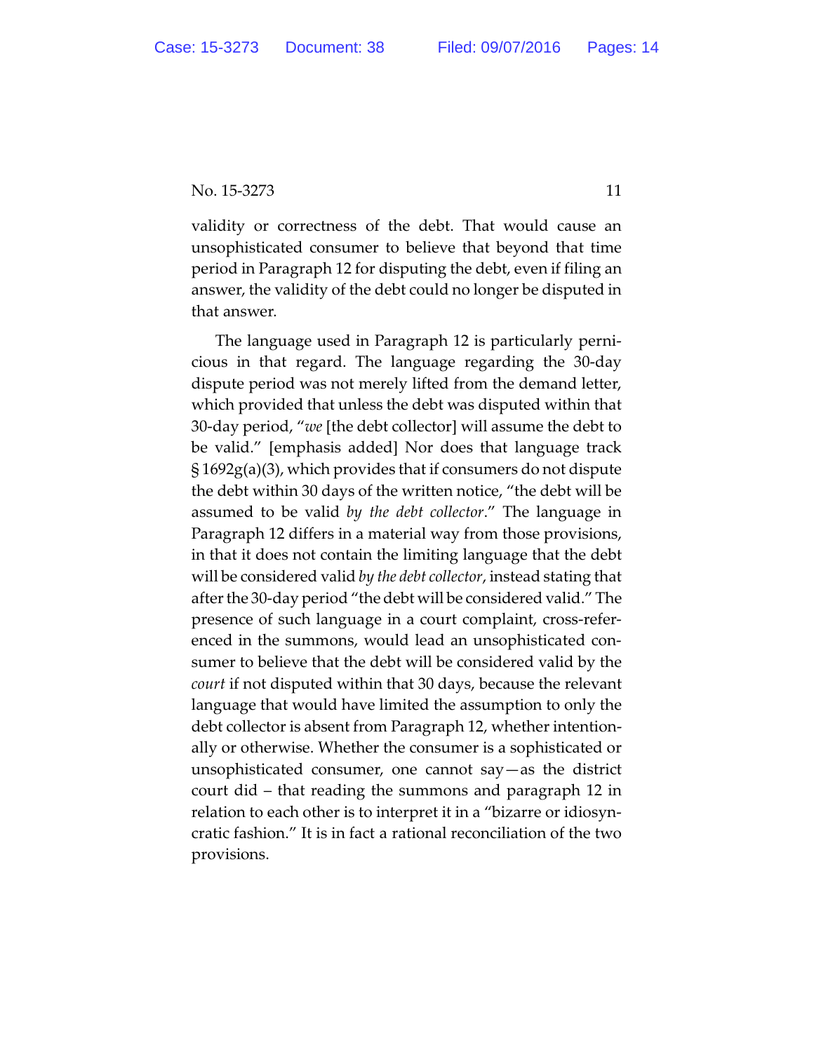validity or correctness of the debt. That would cause an unsophisticated consumer to believe that beyond that time period in Paragraph 12 for disputing the debt, even if filing an answer, the validity of the debt could no longer be disputed in that answer.

The language used in Paragraph 12 is particularly pernicious in that regard. The language regarding the 30-day dispute period was not merely lifted from the demand letter, which provided that unless the debt was disputed within that 30-day period, "*we* [the debt collector] will assume the debt to be valid." [emphasis added] Nor does that language track § 1692g(a)(3), which provides that if consumers do not dispute the debt within 30 days of the written notice, "the debt will be assumed to be valid *by the debt collector*." The language in Paragraph 12 differs in a material way from those provisions, in that it does not contain the limiting language that the debt will be considered valid *by the debt collector*, instead stating that after the 30-day period "the debt will be considered valid." The presence of such language in a court complaint, cross-referenced in the summons, would lead an unsophisticated consumer to believe that the debt will be considered valid by the *court* if not disputed within that 30 days, because the relevant language that would have limited the assumption to only the debt collector is absent from Paragraph 12, whether intentionally or otherwise. Whether the consumer is a sophisticated or unsophisticated consumer, one cannot say—as the district court did – that reading the summons and paragraph 12 in relation to each other is to interpret it in a "bizarre or idiosyncratic fashion." It is in fact a rational reconciliation of the two provisions.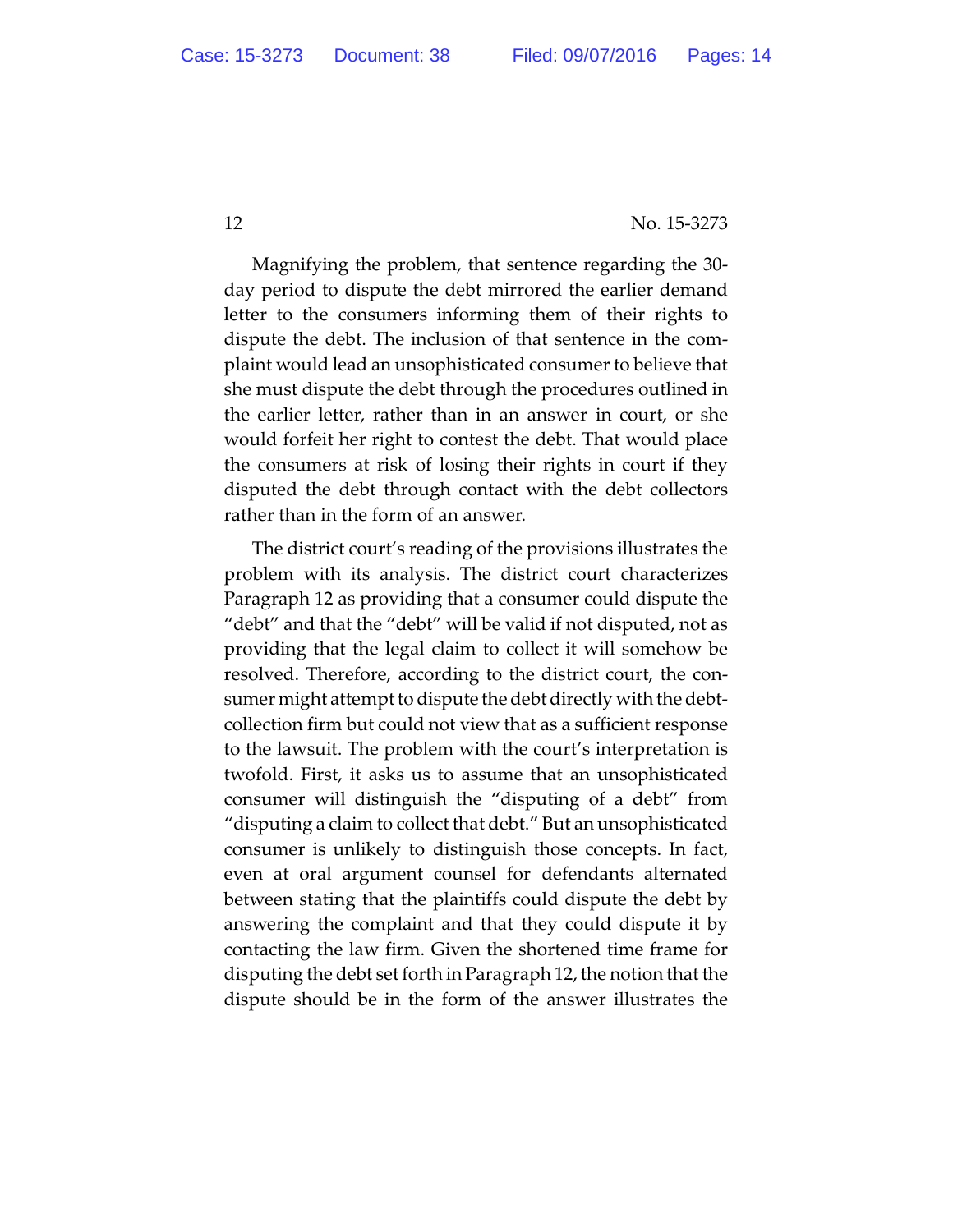Magnifying the problem, that sentence regarding the 30-day period to dispute the debt mirrored the earlier demand letter to the consumers informing them of their rights to dispute the debt. The inclusion of that sentence in the complaint would lead an unsophisticated consumer to believe that she must dispute the debt through the procedures outlined in the earlier letter, rather than in an answer in court, or she would forfeit her right to contest the debt. That would place the consumers at risk of losing their rights in court if they disputed the debt through contact with the debt collectors rather than in the form of an answer.

The district court's reading of the provisions illustrates the problem with its analysis. The district court characterizes Paragraph 12 as providing that a consumer could dispute the "debt" and that the "debt" will be valid if not disputed, not as providing that the legal claim to collect it will somehow be resolved. Therefore, according to the district court, the consumer might attempt to dispute the debt directly with the debt-collection firm but could not view that as a sufficient response to the lawsuit. The problem with the court's interpretation is twofold. First, it asks us to assume that an unsophisticated consumer will distinguish the "disputing of a debt" from "disputing a claim to collect that debt." But an unsophisticated consumer is unlikely to distinguish those concepts. In fact, even at oral argument counsel for defendants alternated between stating that the plaintiffs could dispute the debt by answering the complaint and that they could dispute it by contacting the law firm. Given the shortened time frame for disputing the debt set forth in Paragraph 12, the notion that the dispute should be in the form of the answer illustrates the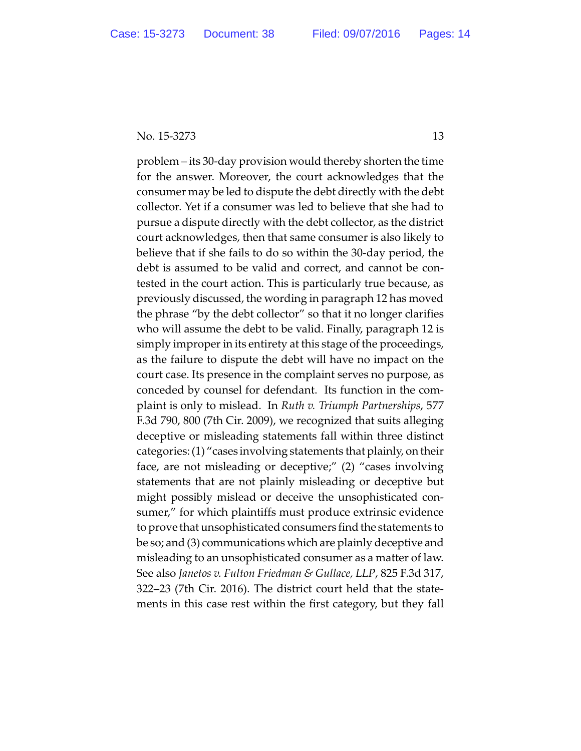problem – its 30-day provision would thereby shorten the time for the answer. Moreover, the court acknowledges that the consumer may be led to dispute the debt directly with the debt collector. Yet if a consumer was led to believe that she had to pursue a dispute directly with the debt collector, as the district court acknowledges, then that same consumer is also likely to believe that if she fails to do so within the 30-day period, the debt is assumed to be valid and correct, and cannot be contested in the court action. This is particularly true because, as previously discussed, the wording in paragraph 12 has moved the phrase "by the debt collector" so that it no longer clarifies who will assume the debt to be valid. Finally, paragraph 12 is simply improper in its entirety at this stage of the proceedings, as the failure to dispute the debt will have no impact on the court case. Its presence in the complaint serves no purpose, as conceded by counsel for defendant. Its function in the complaint is only to mislead. In *Ruth v. Triumph Partnerships*, 577 F.3d 790, 800 (7th Cir. 2009), we recognized that suits alleging deceptive or misleading statements fall within three distinct categories: (1) "cases involving statements that plainly, on their face, are not misleading or deceptive;" (2) "cases involving statements that are not plainly misleading or deceptive but might possibly mislead or deceive the unsophisticated consumer," for which plaintiffs must produce extrinsic evidence to prove that unsophisticated consumers find the statements to be so; and (3) communications which are plainly deceptive and misleading to an unsophisticated consumer as a matter of law. See also *Janetos v. Fulton Friedman & Gullace, LLP*, 825 F.3d 317, 322–23 (7th Cir. 2016). The district court held that the statements in this case rest within the first category, but they fall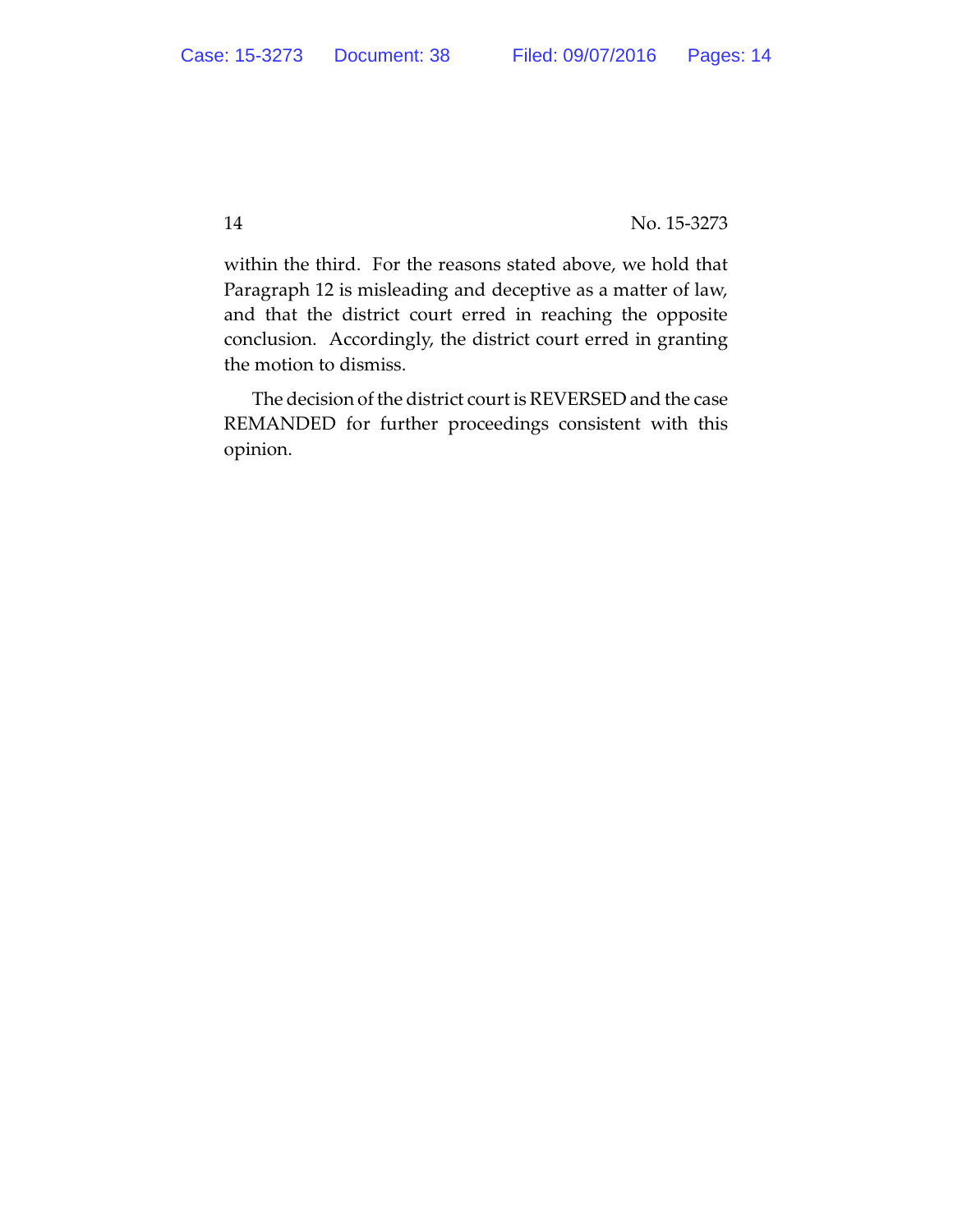within the third. For the reasons stated above, we hold that Paragraph 12 is misleading and deceptive as a matter of law, and that the district court erred in reaching the opposite conclusion. Accordingly, the district court erred in granting the motion to dismiss.

The decision of the district court is REVERSED and the case REMANDED for further proceedings consistent with this opinion.